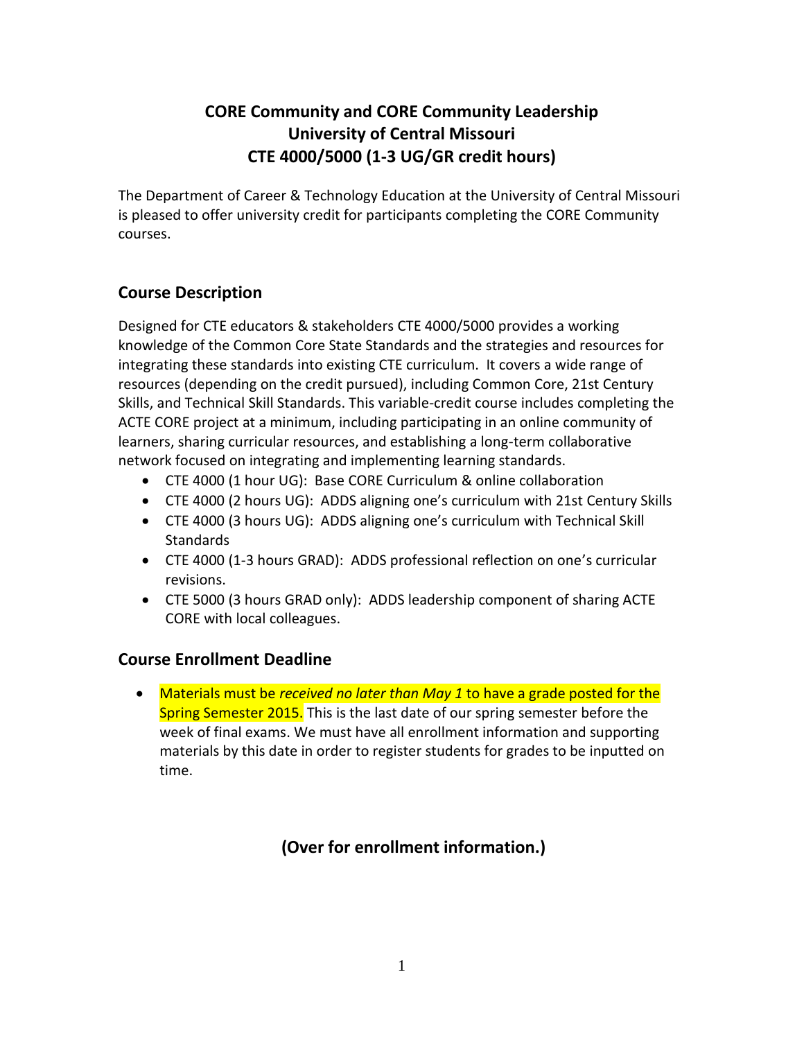# CORE Community and CORE Community Leadership
# University of Central Missouri
# CTE 4000/5000 (1-3 UG/GR credit hours)

The Department of Career & Technology Education at the University of Central Missouri is pleased to offer university credit for participants completing the CORE Community courses.

## Course Description

Designed for CTE educators & stakeholders CTE 4000/5000 provides a working knowledge of the Common Core State Standards and the strategies and resources for integrating these standards into existing CTE curriculum. It covers a wide range of resources (depending on the credit pursued), including Common Core, 21st Century Skills, and Technical Skill Standards. This variable-credit course includes completing the ACTE CORE project at a minimum, including participating in an online community of learners, sharing curricular resources, and establishing a long-term collaborative network focused on integrating and implementing learning standards.

- CTE 4000 (1 hour UG): Base CORE Curriculum & online collaboration
- CTE 4000 (2 hours UG): ADDS aligning one's curriculum with 21st Century Skills
- CTE 4000 (3 hours UG): ADDS aligning one's curriculum with Technical Skill Standards
- CTE 4000 (1-3 hours GRAD): ADDS professional reflection on one's curricular revisions.
- CTE 5000 (3 hours GRAD only): ADDS leadership component of sharing ACTE CORE with local colleagues.

## Course Enrollment Deadline

- Materials must be *received no later than May 1* to have a grade posted for the Spring Semester 2015. This is the last date of our spring semester before the week of final exams. We must have all enrollment information and supporting materials by this date in order to register students for grades to be inputted on time.

**(Over for enrollment information.)**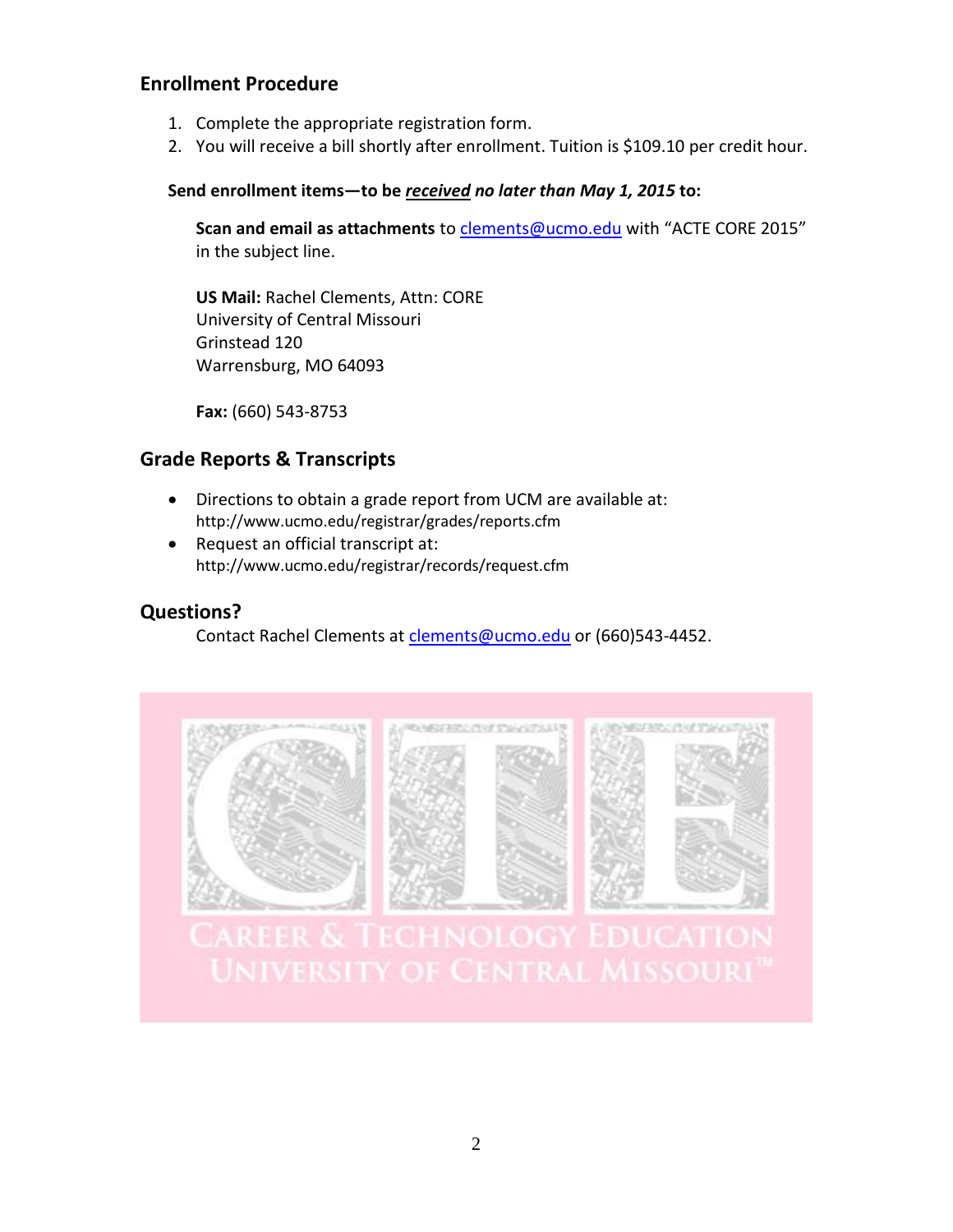## Enrollment Procedure

1. Complete the appropriate registration form.
2. You will receive a bill shortly after enrollment. Tuition is $109.10 per credit hour.

**Send enrollment items—to be *received* no later than May 1, 2015 to:**

**Scan and email as attachments** to clements@ucmo.edu with "ACTE CORE 2015" in the subject line.

**US Mail:** Rachel Clements, Attn: CORE
University of Central Missouri
Grinstead 120
Warrensburg, MO 64093

**Fax:** (660) 543-8753

## Grade Reports & Transcripts

- Directions to obtain a grade report from UCM are available at: http://www.ucmo.edu/registrar/grades/reports.cfm
- Request an official transcript at: http://www.ucmo.edu/registrar/records/request.cfm

## Questions?

Contact Rachel Clements at clements@ucmo.edu or (660)543-4452.

CTE
CAREER & TECHNOLOGY EDUCATION
UNIVERSITY OF CENTRAL MISSOURI™